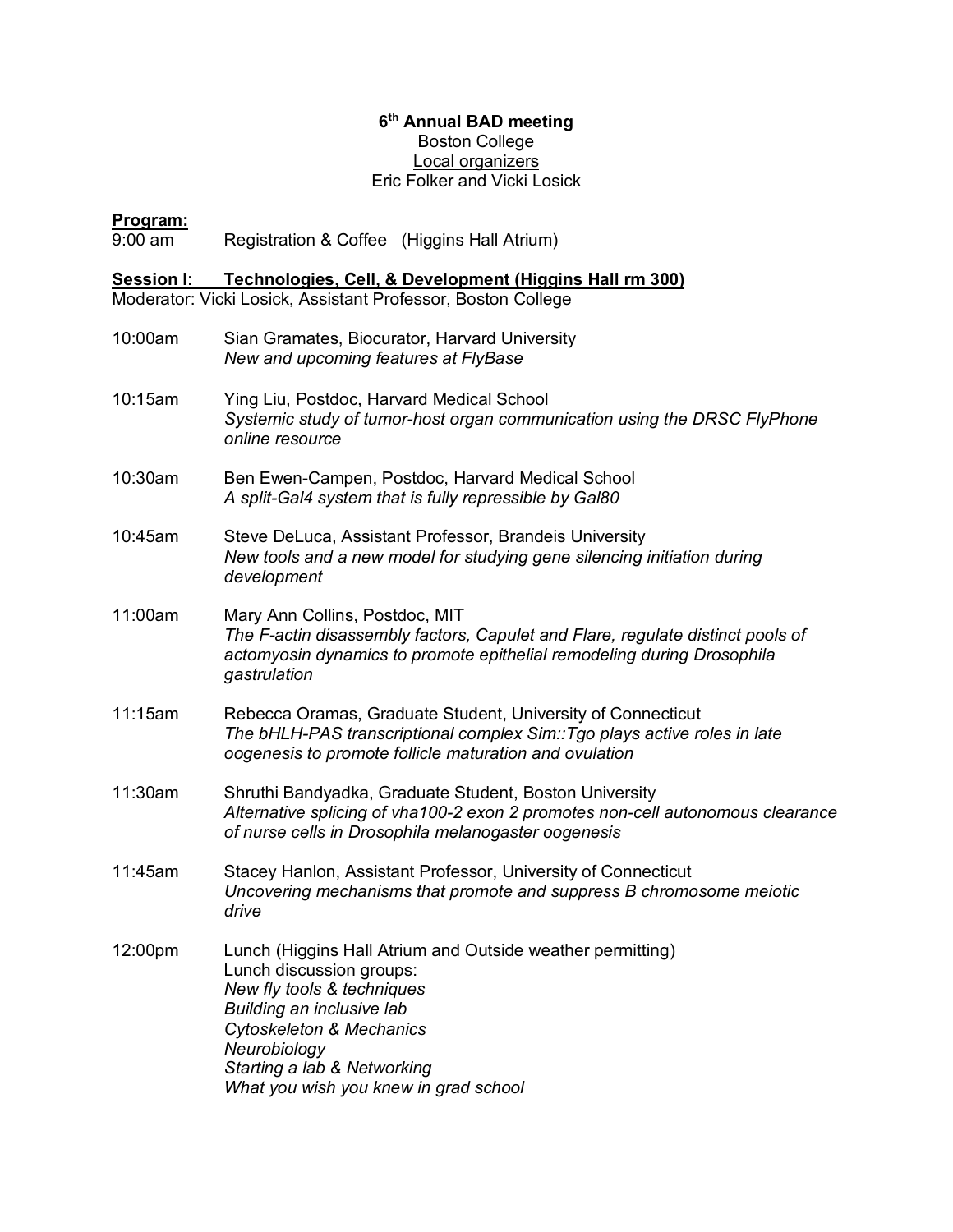**6th Annual BAD meeting**
Boston College
Local organizers
Eric Folker and Vicki Losick

**Program:**

9:00 am Registration & Coffee (Higgins Hall Atrium)

**Session I: Technologies, Cell, & Development (Higgins Hall rm 300)**
Moderator: Vicki Losick, Assistant Professor, Boston College

10:00am Sian Gramates, Biocurator, Harvard University
*New and upcoming features at FlyBase*

10:15am Ying Liu, Postdoc, Harvard Medical School
*Systemic study of tumor-host organ communication using the DRSC FlyPhone online resource*

10:30am Ben Ewen-Campen, Postdoc, Harvard Medical School
*A split-Gal4 system that is fully repressible by Gal80*

10:45am Steve DeLuca, Assistant Professor, Brandeis University
*New tools and a new model for studying gene silencing initiation during development*

11:00am Mary Ann Collins, Postdoc, MIT
*The F-actin disassembly factors, Capulet and Flare, regulate distinct pools of actomyosin dynamics to promote epithelial remodeling during Drosophila gastrulation*

11:15am Rebecca Oramas, Graduate Student, University of Connecticut
*The bHLH-PAS transcriptional complex Sim::Tgo plays active roles in late oogenesis to promote follicle maturation and ovulation*

11:30am Shruthi Bandyadka, Graduate Student, Boston University
*Alternative splicing of vha100-2 exon 2 promotes non-cell autonomous clearance of nurse cells in Drosophila melanogaster oogenesis*

11:45am Stacey Hanlon, Assistant Professor, University of Connecticut
*Uncovering mechanisms that promote and suppress B chromosome meiotic drive*

12:00pm Lunch (Higgins Hall Atrium and Outside weather permitting)
Lunch discussion groups:
*New fly tools & techniques*
*Building an inclusive lab*
*Cytoskeleton & Mechanics*
*Neurobiology*
*Starting a lab & Networking*
*What you wish you knew in grad school*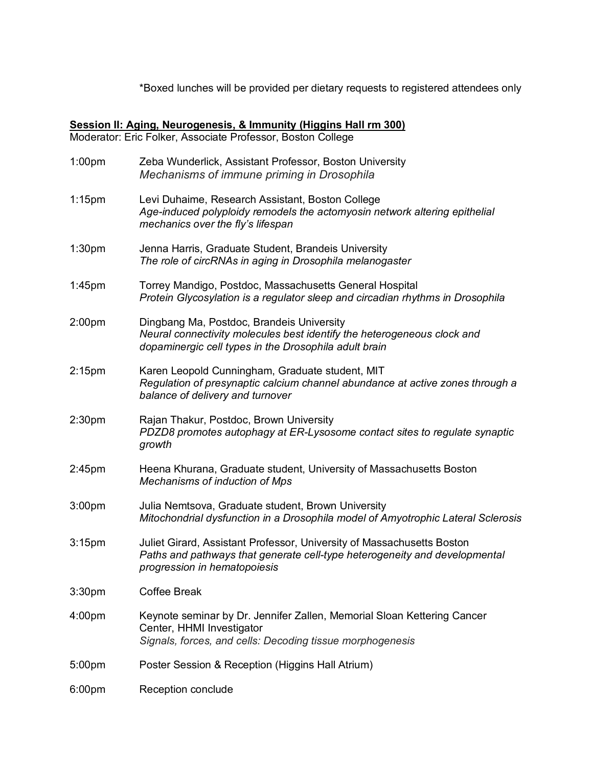*Boxed lunches will be provided per dietary requests to registered attendees only

**<u>Session II: Aging, Neurogenesis, & Immunity (Higgins Hall rm 300)</u>**
Moderator: Eric Folker, Associate Professor, Boston College

1:00pm Zeba Wunderlick, Assistant Professor, Boston University
*Mechanisms of immune priming in Drosophila*

1:15pm Levi Duhaime, Research Assistant, Boston College
*Age-induced polyploidy remodels the actomyosin network altering epithelial mechanics over the fly's lifespan*

1:30pm Jenna Harris, Graduate Student, Brandeis University
*The role of circRNAs in aging in Drosophila melanogaster*

1:45pm Torrey Mandigo, Postdoc, Massachusetts General Hospital
*Protein Glycosylation is a regulator sleep and circadian rhythms in Drosophila*

2:00pm Dingbang Ma, Postdoc, Brandeis University
*Neural connectivity molecules best identify the heterogeneous clock and dopaminergic cell types in the Drosophila adult brain*

2:15pm Karen Leopold Cunningham, Graduate student, MIT
*Regulation of presynaptic calcium channel abundance at active zones through a balance of delivery and turnover*

2:30pm Rajan Thakur, Postdoc, Brown University
*PDZD8 promotes autophagy at ER-Lysosome contact sites to regulate synaptic growth*

2:45pm Heena Khurana, Graduate student, University of Massachusetts Boston
*Mechanisms of induction of Mps*

3:00pm Julia Nemtsova, Graduate student, Brown University
*Mitochondrial dysfunction in a Drosophila model of Amyotrophic Lateral Sclerosis*

3:15pm Juliet Girard, Assistant Professor, University of Massachusetts Boston
*Paths and pathways that generate cell-type heterogeneity and developmental progression in hematopoiesis*

3:30pm Coffee Break

4:00pm Keynote seminar by Dr. Jennifer Zallen, Memorial Sloan Kettering Cancer Center, HHMI Investigator
*Signals, forces, and cells: Decoding tissue morphogenesis*

5:00pm Poster Session & Reception (Higgins Hall Atrium)

6:00pm Reception conclude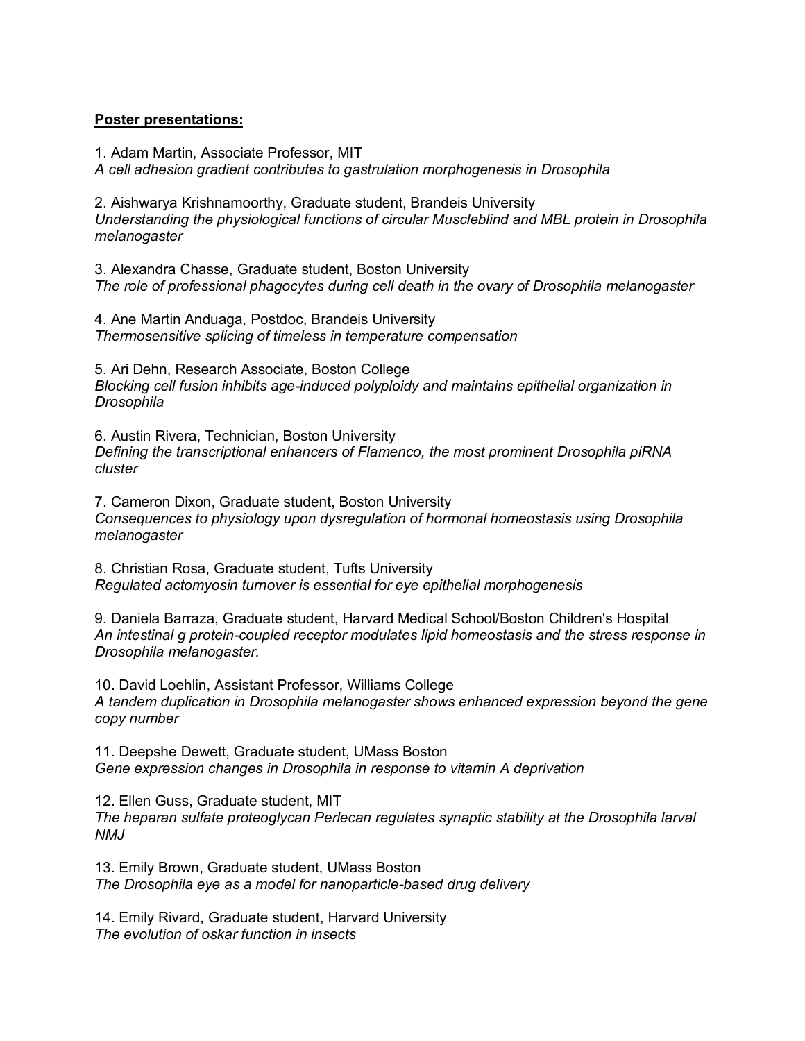**Poster presentations:**

1. Adam Martin, Associate Professor, MIT
*A cell adhesion gradient contributes to gastrulation morphogenesis in Drosophila*

2. Aishwarya Krishnamoorthy, Graduate student, Brandeis University
*Understanding the physiological functions of circular Muscleblind and MBL protein in Drosophila melanogaster*

3. Alexandra Chasse, Graduate student, Boston University
*The role of professional phagocytes during cell death in the ovary of Drosophila melanogaster*

4. Ane Martin Anduaga, Postdoc, Brandeis University
*Thermosensitive splicing of timeless in temperature compensation*

5. Ari Dehn, Research Associate, Boston College
*Blocking cell fusion inhibits age-induced polyploidy and maintains epithelial organization in Drosophila*

6. Austin Rivera, Technician, Boston University
*Defining the transcriptional enhancers of Flamenco, the most prominent Drosophila piRNA cluster*

7. Cameron Dixon, Graduate student, Boston University
*Consequences to physiology upon dysregulation of hormonal homeostasis using Drosophila melanogaster*

8. Christian Rosa, Graduate student, Tufts University
*Regulated actomyosin turnover is essential for eye epithelial morphogenesis*

9. Daniela Barraza, Graduate student, Harvard Medical School/Boston Children's Hospital
*An intestinal g protein-coupled receptor modulates lipid homeostasis and the stress response in Drosophila melanogaster.*

10. David Loehlin, Assistant Professor, Williams College
*A tandem duplication in Drosophila melanogaster shows enhanced expression beyond the gene copy number*

11. Deepshe Dewett, Graduate student, UMass Boston
*Gene expression changes in Drosophila in response to vitamin A deprivation*

12. Ellen Guss, Graduate student, MIT
*The heparan sulfate proteoglycan Perlecan regulates synaptic stability at the Drosophila larval NMJ*

13. Emily Brown, Graduate student, UMass Boston
*The Drosophila eye as a model for nanoparticle-based drug delivery*

14. Emily Rivard, Graduate student, Harvard University
*The evolution of oskar function in insects*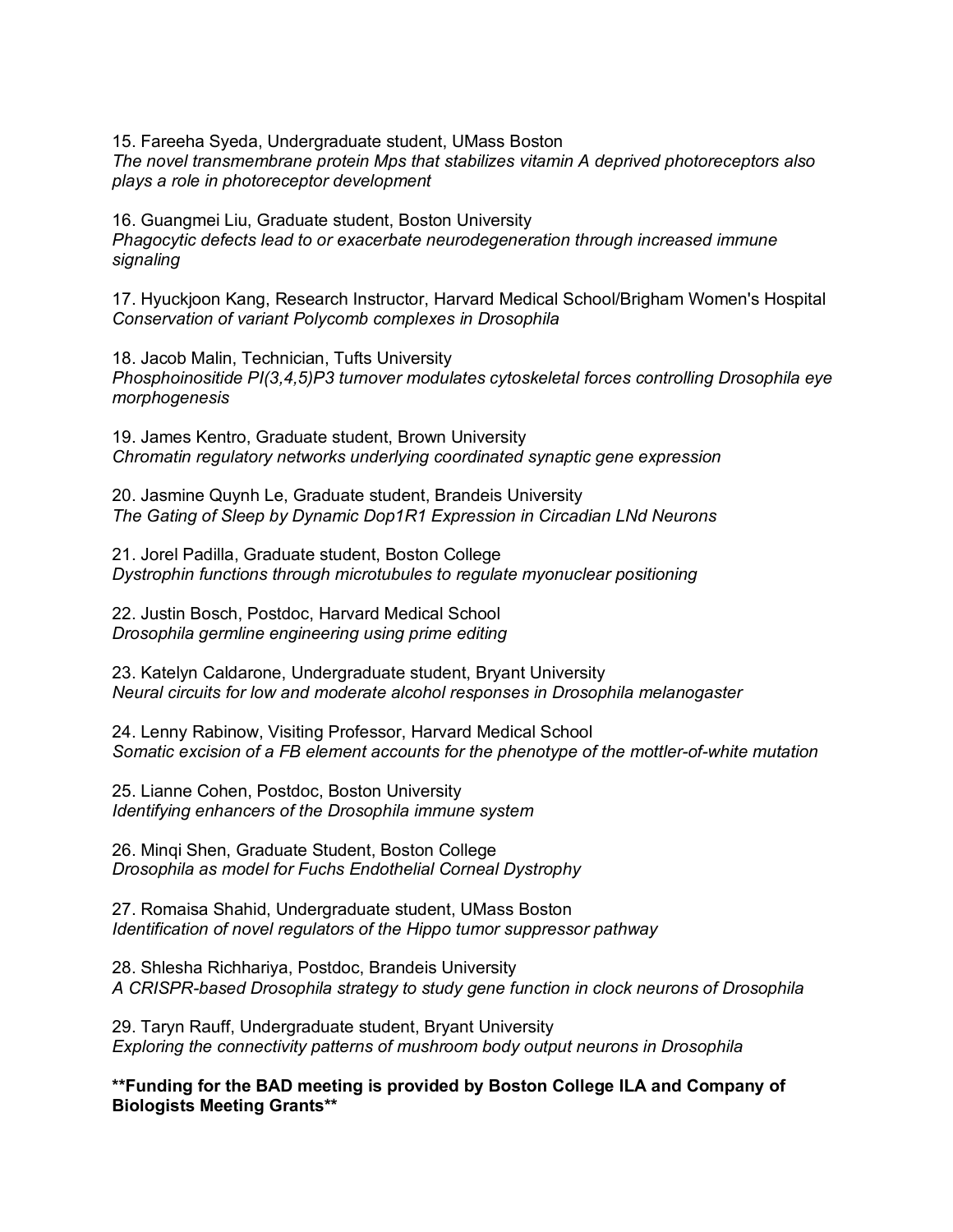15. Fareeha Syeda, Undergraduate student, UMass Boston
*The novel transmembrane protein Mps that stabilizes vitamin A deprived photoreceptors also plays a role in photoreceptor development*

16. Guangmei Liu, Graduate student, Boston University
*Phagocytic defects lead to or exacerbate neurodegeneration through increased immune signaling*

17. Hyuckjoon Kang, Research Instructor, Harvard Medical School/Brigham Women's Hospital
*Conservation of variant Polycomb complexes in Drosophila*

18. Jacob Malin, Technician, Tufts University
*Phosphoinositide PI(3,4,5)P3 turnover modulates cytoskeletal forces controlling Drosophila eye morphogenesis*

19. James Kentro, Graduate student, Brown University
*Chromatin regulatory networks underlying coordinated synaptic gene expression*

20. Jasmine Quynh Le, Graduate student, Brandeis University
*The Gating of Sleep by Dynamic Dop1R1 Expression in Circadian LNd Neurons*

21. Jorel Padilla, Graduate student, Boston College
*Dystrophin functions through microtubules to regulate myonuclear positioning*

22. Justin Bosch, Postdoc, Harvard Medical School
*Drosophila germline engineering using prime editing*

23. Katelyn Caldarone, Undergraduate student, Bryant University
*Neural circuits for low and moderate alcohol responses in Drosophila melanogaster*

24. Lenny Rabinow, Visiting Professor, Harvard Medical School
*Somatic excision of a FB element accounts for the phenotype of the mottler-of-white mutation*

25. Lianne Cohen, Postdoc, Boston University
*Identifying enhancers of the Drosophila immune system*

26. Minqi Shen, Graduate Student, Boston College
*Drosophila as model for Fuchs Endothelial Corneal Dystrophy*

27. Romaisa Shahid, Undergraduate student, UMass Boston
*Identification of novel regulators of the Hippo tumor suppressor pathway*

28. Shlesha Richhariya, Postdoc, Brandeis University
*A CRISPR-based Drosophila strategy to study gene function in clock neurons of Drosophila*

29. Taryn Rauff, Undergraduate student, Bryant University
*Exploring the connectivity patterns of mushroom body output neurons in Drosophila*

****Funding for the BAD meeting is provided by Boston College ILA and Company of Biologists Meeting Grants****